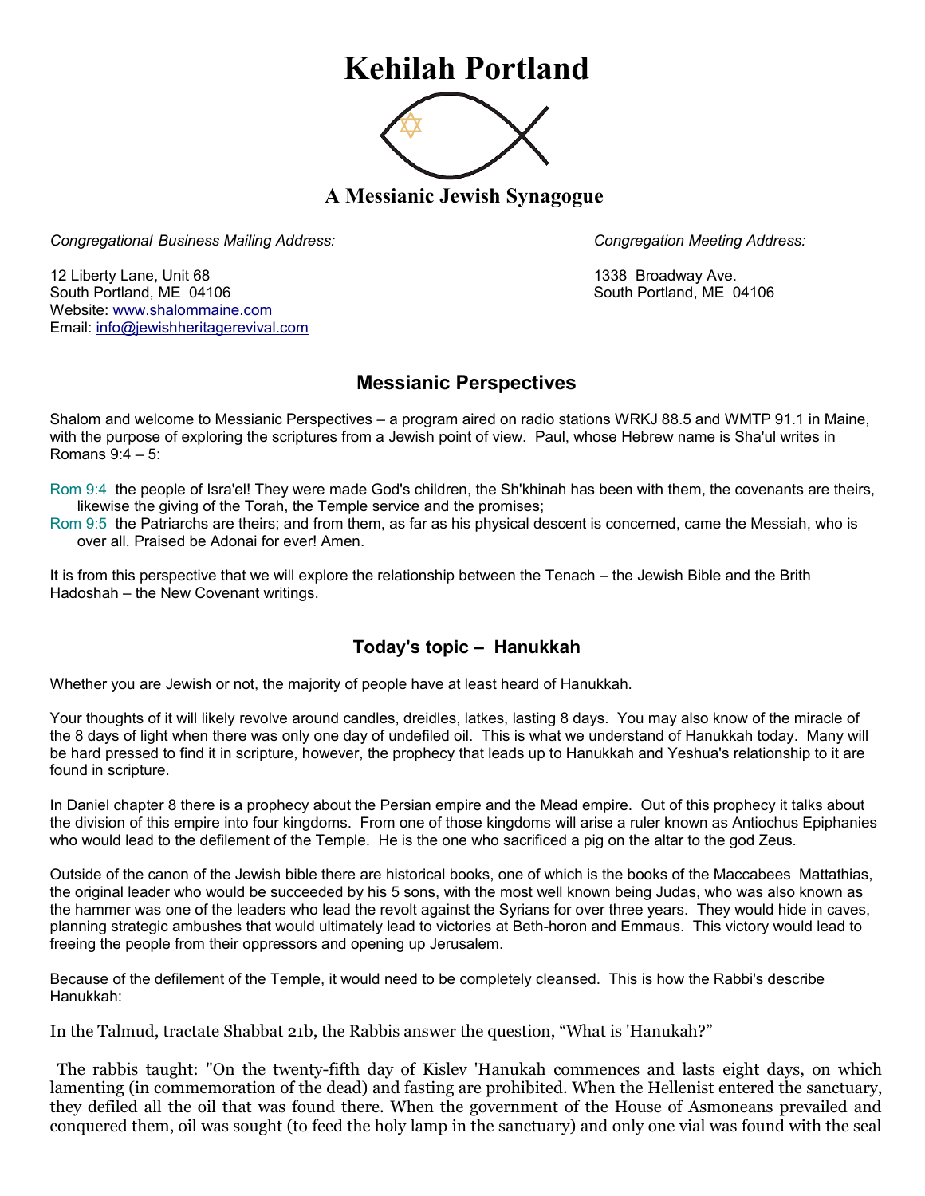# Kehilah Portland

### A Messianic Jewish Synagogue

*Congregational Business Mailing Address:*

12 Liberty Lane, Unit 68
South Portland, ME 04106
Website: www.shalommaine.com
Email: info@jewishheritagerevival.com

*Congregation Meeting Address:*

1338 Broadway Ave.
South Portland, ME 04106

## Messianic Perspectives

Shalom and welcome to Messianic Perspectives – a program aired on radio stations WRKJ 88.5 and WMTP 91.1 in Maine, with the purpose of exploring the scriptures from a Jewish point of view. Paul, whose Hebrew name is Sha'ul writes in Romans 9:4 – 5:

Rom 9:4 the people of Isra'el! They were made God's children, the Sh'khinah has been with them, the covenants are theirs, likewise the giving of the Torah, the Temple service and the promises;
Rom 9:5 the Patriarchs are theirs; and from them, as far as his physical descent is concerned, came the Messiah, who is over all. Praised be Adonai for ever! Amen.

It is from this perspective that we will explore the relationship between the Tenach – the Jewish Bible and the Brith Hadoshah – the New Covenant writings.

## Today's topic – Hanukkah

Whether you are Jewish or not, the majority of people have at least heard of Hanukkah.

Your thoughts of it will likely revolve around candles, dreidles, latkes, lasting 8 days. You may also know of the miracle of the 8 days of light when there was only one day of undefiled oil. This is what we understand of Hanukkah today. Many will be hard pressed to find it in scripture, however, the prophecy that leads up to Hanukkah and Yeshua's relationship to it are found in scripture.

In Daniel chapter 8 there is a prophecy about the Persian empire and the Mead empire. Out of this prophecy it talks about the division of this empire into four kingdoms. From one of those kingdoms will arise a ruler known as Antiochus Epiphanies who would lead to the defilement of the Temple. He is the one who sacrificed a pig on the altar to the god Zeus.

Outside of the canon of the Jewish bible there are historical books, one of which is the books of the Maccabees Mattathias, the original leader who would be succeeded by his 5 sons, with the most well known being Judas, who was also known as the hammer was one of the leaders who lead the revolt against the Syrians for over three years. They would hide in caves, planning strategic ambushes that would ultimately lead to victories at Beth-horon and Emmaus. This victory would lead to freeing the people from their oppressors and opening up Jerusalem.

Because of the defilement of the Temple, it would need to be completely cleansed. This is how the Rabbi's describe Hanukkah:

In the Talmud, tractate Shabbat 21b, the Rabbis answer the question, "What is 'Hanukah?"

The rabbis taught: "On the twenty-fifth day of Kislev 'Hanukah commences and lasts eight days, on which lamenting (in commemoration of the dead) and fasting are prohibited. When the Hellenist entered the sanctuary, they defiled all the oil that was found there. When the government of the House of Asmoneans prevailed and conquered them, oil was sought (to feed the holy lamp in the sanctuary) and only one vial was found with the seal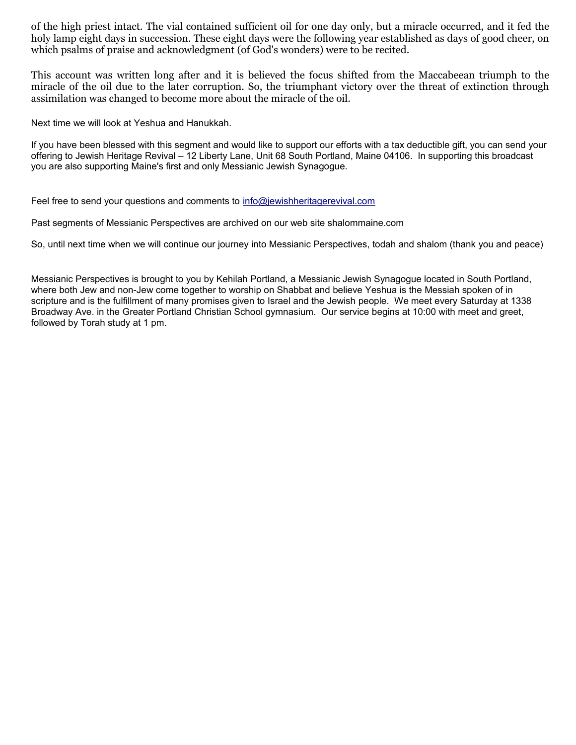of the high priest intact. The vial contained sufficient oil for one day only, but a miracle occurred, and it fed the holy lamp eight days in succession. These eight days were the following year established as days of good cheer, on which psalms of praise and acknowledgment (of God's wonders) were to be recited.

This account was written long after and it is believed the focus shifted from the Maccabeean triumph to the miracle of the oil due to the later corruption. So, the triumphant victory over the threat of extinction through assimilation was changed to become more about the miracle of the oil.

Next time we will look at Yeshua and Hanukkah.

If you have been blessed with this segment and would like to support our efforts with a tax deductible gift, you can send your offering to Jewish Heritage Revival – 12 Liberty Lane, Unit 68 South Portland, Maine 04106. In supporting this broadcast you are also supporting Maine's first and only Messianic Jewish Synagogue.

Feel free to send your questions and comments to info@jewishheritagerevival.com

Past segments of Messianic Perspectives are archived on our web site shalommaine.com

So, until next time when we will continue our journey into Messianic Perspectives, todah and shalom (thank you and peace)

Messianic Perspectives is brought to you by Kehilah Portland, a Messianic Jewish Synagogue located in South Portland, where both Jew and non-Jew come together to worship on Shabbat and believe Yeshua is the Messiah spoken of in scripture and is the fulfillment of many promises given to Israel and the Jewish people. We meet every Saturday at 1338 Broadway Ave. in the Greater Portland Christian School gymnasium. Our service begins at 10:00 with meet and greet, followed by Torah study at 1 pm.